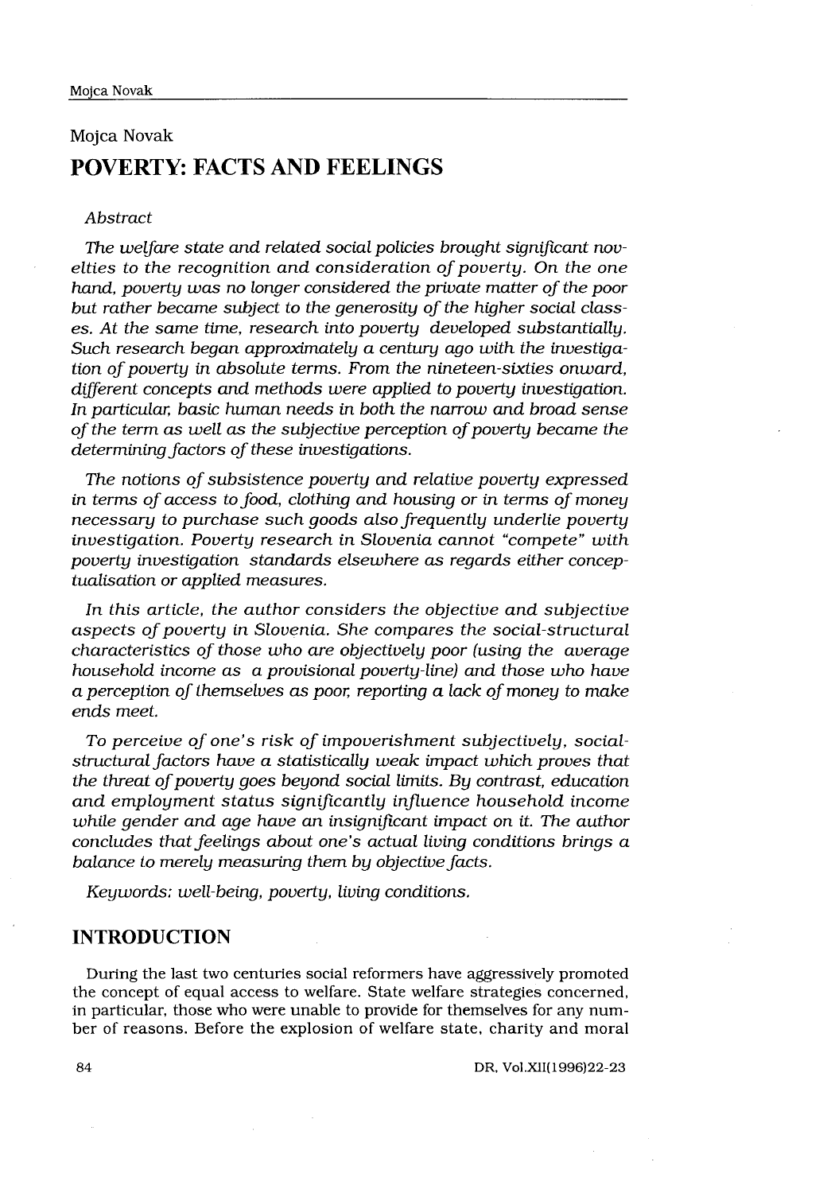Mojca Novak

# POVERTY: FACTS AND FEELINGS

*Abstract*

*The welfare state and related social policies brought significant novelties to the recognition and consideration of poverty. On the one hand, poverty was no longer considered the private matter of the poor but rather became subject to the generosity of the higher social classes. At the same time, research into poverty developed substantially. Such research began approximately a century ago with the investigation of poverty in absolute terms. From the nineteen-sixties onward, different concepts and methods were applied to poverty investigation. In particular, basic human needs in both the narrow and broad sense of the term as well as the subjective perception of poverty became the determining factors of these investigations.*

*The notions of subsistence poverty and relative poverty expressed in terms of access to food, clothing and housing or in terms of money necessary to purchase such goods also frequently underlie poverty investigation. Poverty research in Slovenia cannot "compete" with poverty investigation standards elsewhere as regards either conceptualisation or applied measures.*

*In this article, the author considers the objective and subjective aspects of poverty in Slovenia. She compares the social-structural characteristics of those who are objectively poor (using the average household income as a provisional poverty-line) and those who have a perception of themselves as poor, reporting a lack of money to make ends meet.*

*To perceive of one's risk of impoverishment subjectively, social-structural factors have a statistically weak impact which proves that the threat of poverty goes beyond social limits. By contrast, education and employment status significantly influence household income while gender and age have an insignificant impact on it. The author concludes that feelings about one's actual living conditions brings a balance to merely measuring them by objective facts.*

*Keywords: well-being, poverty, living conditions.*

## INTRODUCTION

During the last two centuries social reformers have aggressively promoted the concept of equal access to welfare. State welfare strategies concerned, in particular, those who were unable to provide for themselves for any number of reasons. Before the explosion of welfare state, charity and moral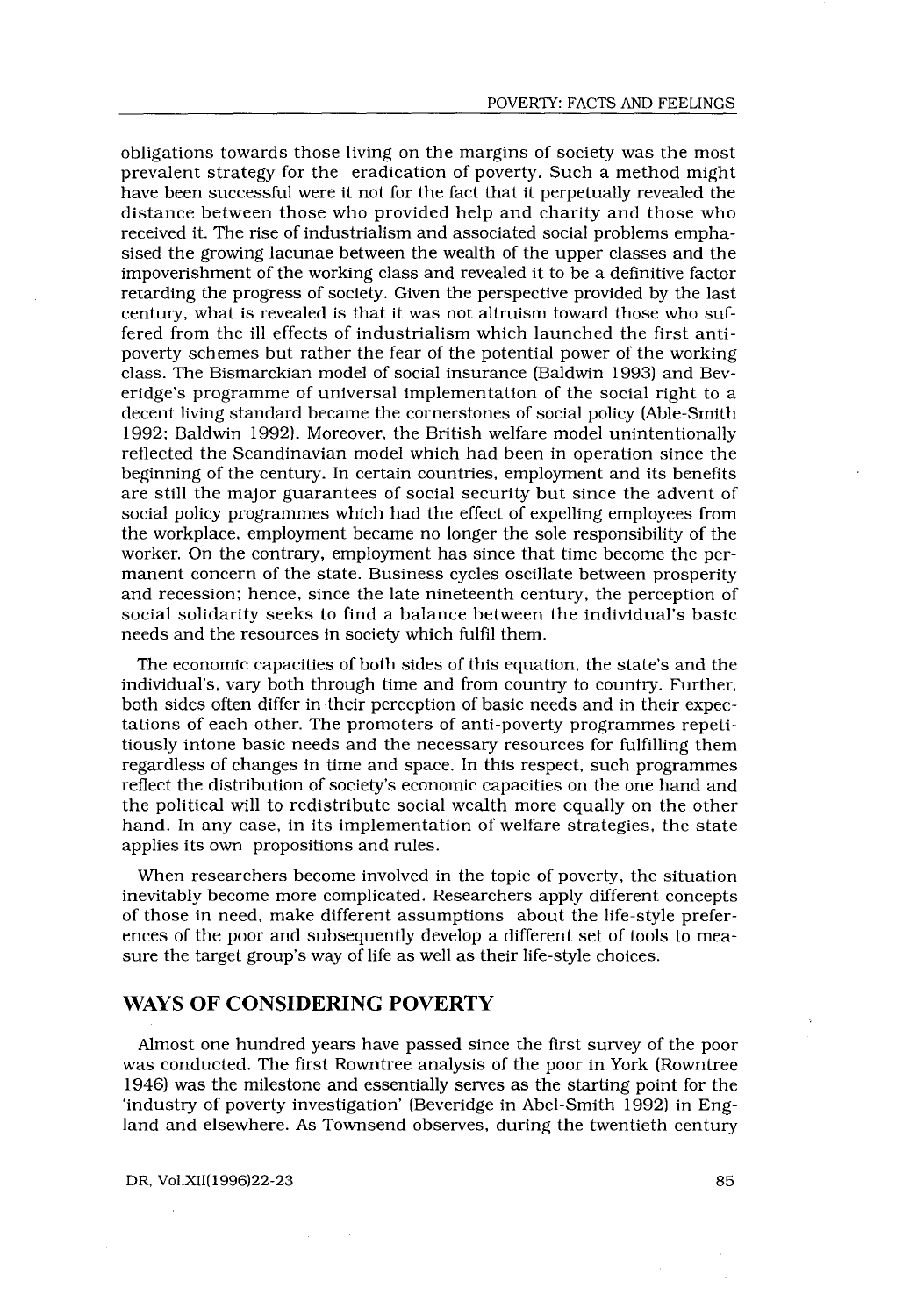obligations towards those living on the margins of society was the most prevalent strategy for the eradication of poverty. Such a method might have been successful were it not for the fact that it perpetually revealed the distance between those who provided help and charity and those who received it. The rise of industrialism and associated social problems emphasised the growing lacunae between the wealth of the upper classes and the impoverishment of the working class and revealed it to be a definitive factor retarding the progress of society. Given the perspective provided by the last century, what is revealed is that it was not altruism toward those who suffered from the ill effects of industrialism which launched the first anti-poverty schemes but rather the fear of the potential power of the working class. The Bismarckian model of social insurance (Baldwin 1993) and Beveridge's programme of universal implementation of the social right to a decent living standard became the cornerstones of social policy (Able-Smith 1992; Baldwin 1992). Moreover, the British welfare model unintentionally reflected the Scandinavian model which had been in operation since the beginning of the century. In certain countries, employment and its benefits are still the major guarantees of social security but since the advent of social policy programmes which had the effect of expelling employees from the workplace, employment became no longer the sole responsibility of the worker. On the contrary, employment has since that time become the permanent concern of the state. Business cycles oscillate between prosperity and recession; hence, since the late nineteenth century, the perception of social solidarity seeks to find a balance between the individual's basic needs and the resources in society which fulfil them.

The economic capacities of both sides of this equation, the state's and the individual's, vary both through time and from country to country. Further, both sides often differ in their perception of basic needs and in their expectations of each other. The promoters of anti-poverty programmes repetitiously intone basic needs and the necessary resources for fulfilling them regardless of changes in time and space. In this respect, such programmes reflect the distribution of society's economic capacities on the one hand and the political will to redistribute social wealth more equally on the other hand. In any case, in its implementation of welfare strategies, the state applies its own propositions and rules.

When researchers become involved in the topic of poverty, the situation inevitably become more complicated. Researchers apply different concepts of those in need, make different assumptions about the life-style preferences of the poor and subsequently develop a different set of tools to measure the target group's way of life as well as their life-style choices.

## WAYS OF CONSIDERING POVERTY

Almost one hundred years have passed since the first survey of the poor was conducted. The first Rowntree analysis of the poor in York (Rowntree 1946) was the milestone and essentially serves as the starting point for the 'industry of poverty investigation' (Beveridge in Abel-Smith 1992) in England and elsewhere. As Townsend observes, during the twentieth century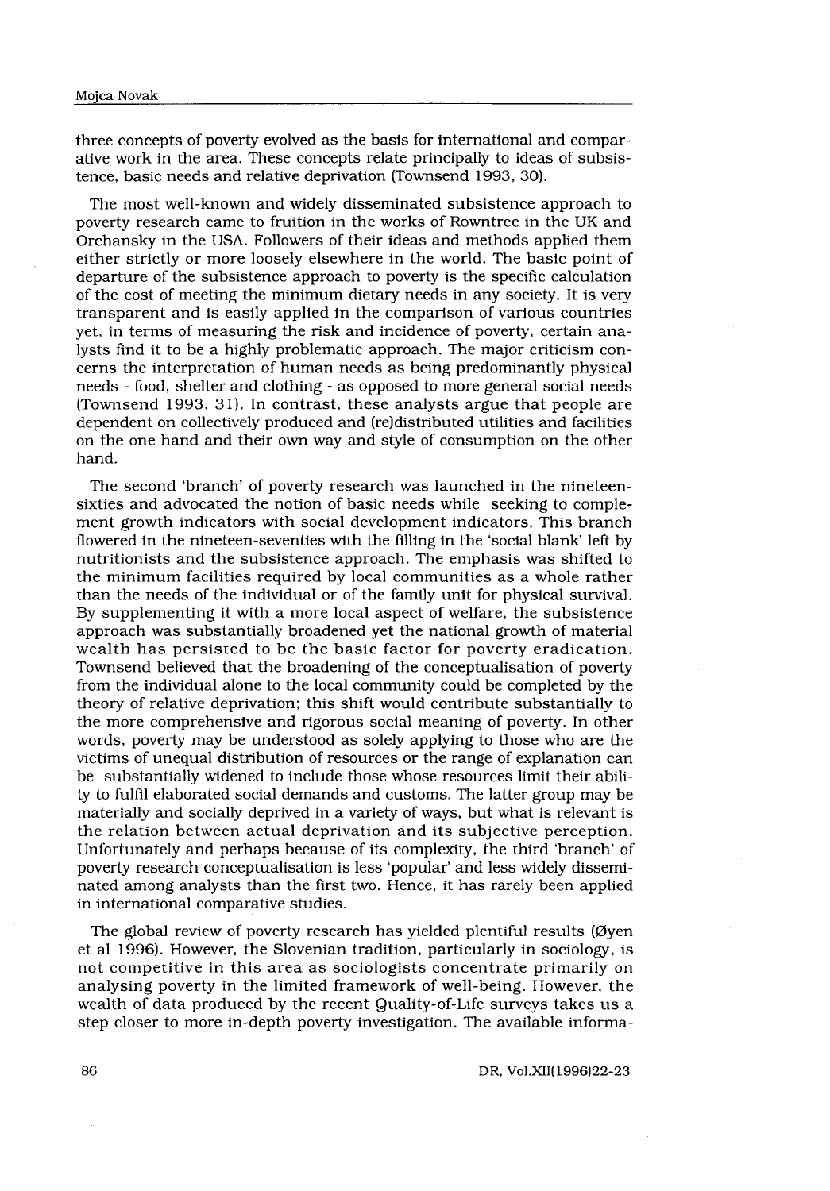three concepts of poverty evolved as the basis for international and comparative work in the area. These concepts relate principally to ideas of subsistence, basic needs and relative deprivation (Townsend 1993, 30).

The most well-known and widely disseminated subsistence approach to poverty research came to fruition in the works of Rowntree in the UK and Orchansky in the USA. Followers of their ideas and methods applied them either strictly or more loosely elsewhere in the world. The basic point of departure of the subsistence approach to poverty is the specific calculation of the cost of meeting the minimum dietary needs in any society. It is very transparent and is easily applied in the comparison of various countries yet, in terms of measuring the risk and incidence of poverty, certain analysts find it to be a highly problematic approach. The major criticism concerns the interpretation of human needs as being predominantly physical needs - food, shelter and clothing - as opposed to more general social needs (Townsend 1993, 31). In contrast, these analysts argue that people are dependent on collectively produced and (re)distributed utilities and facilities on the one hand and their own way and style of consumption on the other hand.

The second 'branch' of poverty research was launched in the nineteen-sixties and advocated the notion of basic needs while seeking to complement growth indicators with social development indicators. This branch flowered in the nineteen-seventies with the filling in the 'social blank' left by nutritionists and the subsistence approach. The emphasis was shifted to the minimum facilities required by local communities as a whole rather than the needs of the individual or of the family unit for physical survival. By supplementing it with a more local aspect of welfare, the subsistence approach was substantially broadened yet the national growth of material wealth has persisted to be the basic factor for poverty eradication. Townsend believed that the broadening of the conceptualisation of poverty from the individual alone to the local community could be completed by the theory of relative deprivation; this shift would contribute substantially to the more comprehensive and rigorous social meaning of poverty. In other words, poverty may be understood as solely applying to those who are the victims of unequal distribution of resources or the range of explanation can be substantially widened to include those whose resources limit their ability to fulfil elaborated social demands and customs. The latter group may be materially and socially deprived in a variety of ways, but what is relevant is the relation between actual deprivation and its subjective perception. Unfortunately and perhaps because of its complexity, the third 'branch' of poverty research conceptualisation is less 'popular' and less widely disseminated among analysts than the first two. Hence, it has rarely been applied in international comparative studies.

The global review of poverty research has yielded plentiful results (Øyen et al 1996). However, the Slovenian tradition, particularly in sociology, is not competitive in this area as sociologists concentrate primarily on analysing poverty in the limited framework of well-being. However, the wealth of data produced by the recent Quality-of-Life surveys takes us a step closer to more in-depth poverty investigation. The available informa-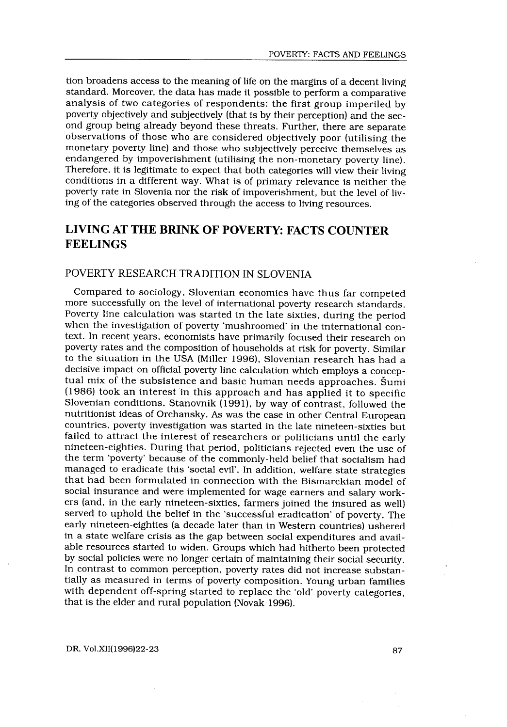tion broadens access to the meaning of life on the margins of a decent living standard. Moreover, the data has made it possible to perform a comparative analysis of two categories of respondents: the first group imperiled by poverty objectively and subjectively (that is by their perception) and the second group being already beyond these threats. Further, there are separate observations of those who are considered objectively poor (utilising the monetary poverty line) and those who subjectively perceive themselves as endangered by impoverishment (utilising the non-monetary poverty line). Therefore, it is legitimate to expect that both categories will view their living conditions in a different way. What is of primary relevance is neither the poverty rate in Slovenia nor the risk of impoverishment, but the level of living of the categories observed through the access to living resources.

## LIVING AT THE BRINK OF POVERTY: FACTS COUNTER FEELINGS

### POVERTY RESEARCH TRADITION IN SLOVENIA

Compared to sociology, Slovenian economics have thus far competed more successfully on the level of international poverty research standards. Poverty line calculation was started in the late sixties, during the period when the investigation of poverty 'mushroomed' in the international context. In recent years, economists have primarily focused their research on poverty rates and the composition of households at risk for poverty. Similar to the situation in the USA (Miller 1996), Slovenian research has had a decisive impact on official poverty line calculation which employs a conceptual mix of the subsistence and basic human needs approaches. Šumi (1986) took an interest in this approach and has applied it to specific Slovenian conditions. Stanovnik (1991), by way of contrast, followed the nutritionist ideas of Orchansky. As was the case in other Central European countries, poverty investigation was started in the late nineteen-sixties but failed to attract the interest of researchers or politicians until the early nineteen-eighties. During that period, politicians rejected even the use of the term 'poverty' because of the commonly-held belief that socialism had managed to eradicate this 'social evil'. In addition, welfare state strategies that had been formulated in connection with the Bismarckian model of social insurance and were implemented for wage earners and salary workers (and, in the early nineteen-sixties, farmers joined the insured as well) served to uphold the belief in the 'successful eradication' of poverty. The early nineteen-eighties (a decade later than in Western countries) ushered in a state welfare crisis as the gap between social expenditures and available resources started to widen. Groups which had hitherto been protected by social policies were no longer certain of maintaining their social security. In contrast to common perception, poverty rates did not increase substantially as measured in terms of poverty composition. Young urban families with dependent off-spring started to replace the 'old' poverty categories, that is the elder and rural population (Novak 1996).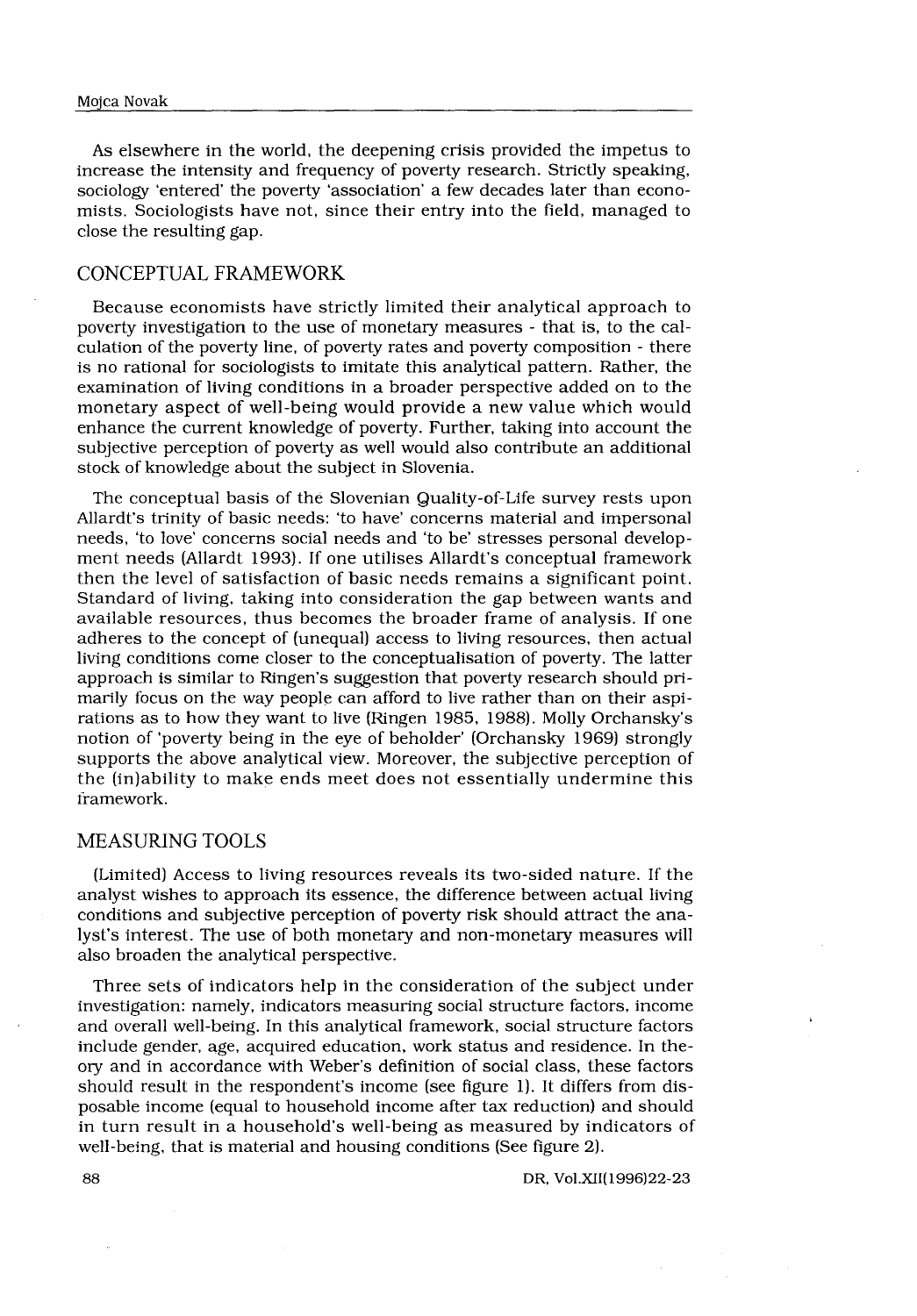As elsewhere in the world, the deepening crisis provided the impetus to increase the intensity and frequency of poverty research. Strictly speaking, sociology 'entered' the poverty 'association' a few decades later than economists. Sociologists have not, since their entry into the field, managed to close the resulting gap.

## CONCEPTUAL FRAMEWORK

Because economists have strictly limited their analytical approach to poverty investigation to the use of monetary measures - that is, to the calculation of the poverty line, of poverty rates and poverty composition - there is no rational for sociologists to imitate this analytical pattern. Rather, the examination of living conditions in a broader perspective added on to the monetary aspect of well-being would provide a new value which would enhance the current knowledge of poverty. Further, taking into account the subjective perception of poverty as well would also contribute an additional stock of knowledge about the subject in Slovenia.

The conceptual basis of the Slovenian Quality-of-Life survey rests upon Allardt's trinity of basic needs: 'to have' concerns material and impersonal needs, 'to love' concerns social needs and 'to be' stresses personal development needs (Allardt 1993). If one utilises Allardt's conceptual framework then the level of satisfaction of basic needs remains a significant point. Standard of living, taking into consideration the gap between wants and available resources, thus becomes the broader frame of analysis. If one adheres to the concept of (unequal) access to living resources, then actual living conditions come closer to the conceptualisation of poverty. The latter approach is similar to Ringen's suggestion that poverty research should primarily focus on the way people can afford to live rather than on their aspirations as to how they want to live (Ringen 1985, 1988). Molly Orchansky's notion of 'poverty being in the eye of beholder' (Orchansky 1969) strongly supports the above analytical view. Moreover, the subjective perception of the (in)ability to make ends meet does not essentially undermine this framework.

## MEASURING TOOLS

(Limited) Access to living resources reveals its two-sided nature. If the analyst wishes to approach its essence, the difference between actual living conditions and subjective perception of poverty risk should attract the analyst's interest. The use of both monetary and non-monetary measures will also broaden the analytical perspective.

Three sets of indicators help in the consideration of the subject under investigation: namely, indicators measuring social structure factors, income and overall well-being. In this analytical framework, social structure factors include gender, age, acquired education, work status and residence. In theory and in accordance with Weber's definition of social class, these factors should result in the respondent's income (see figure 1). It differs from disposable income (equal to household income after tax reduction) and should in turn result in a household's well-being as measured by indicators of well-being, that is material and housing conditions (See figure 2).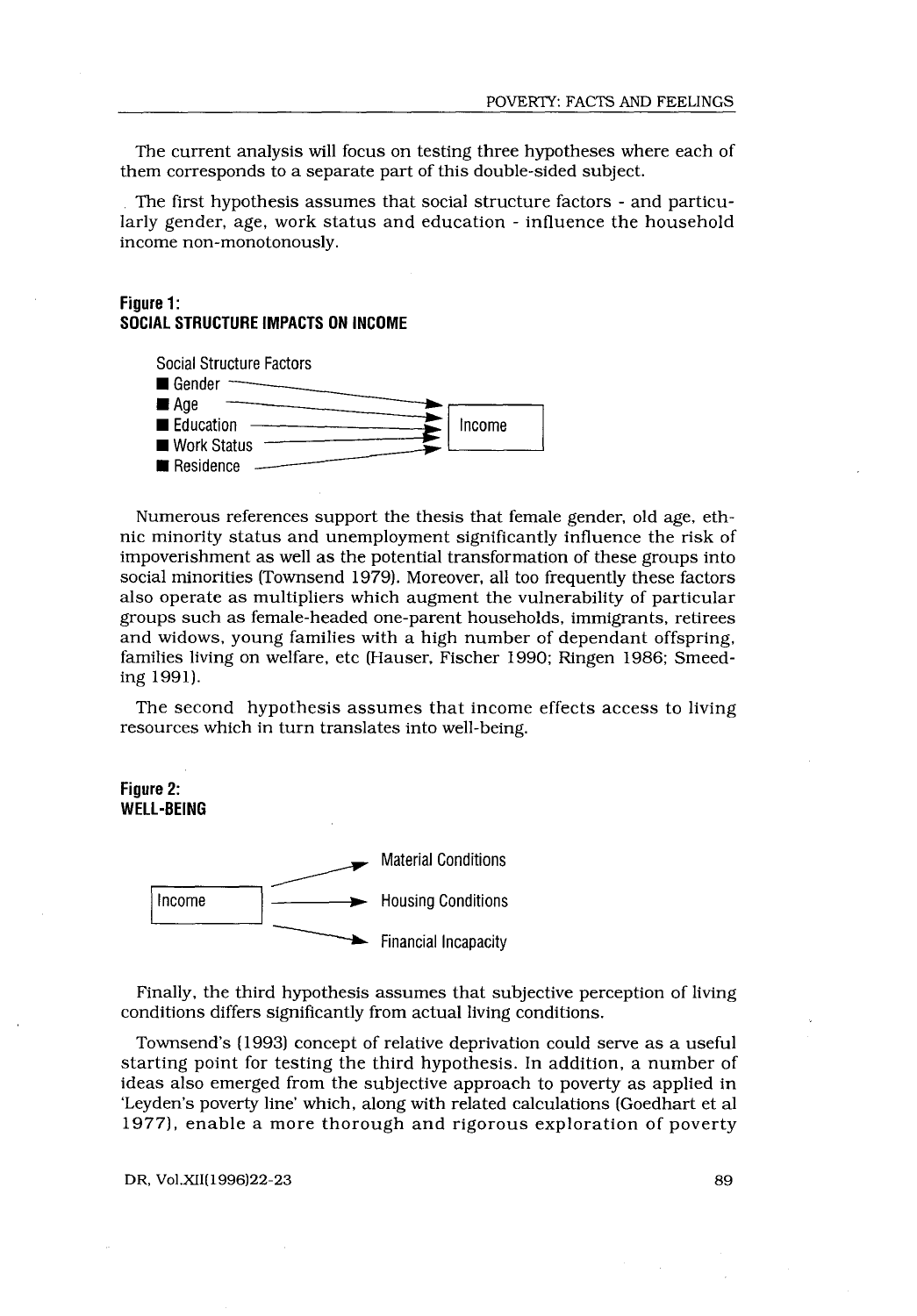The current analysis will focus on testing three hypotheses where each of them corresponds to a separate part of this double-sided subject.

The first hypothesis assumes that social structure factors - and particularly gender, age, work status and education - influence the household income non-monotonously.

**Figure 1:**
**SOCIAL STRUCTURE IMPACTS ON INCOME**

Social Structure Factors
- Gender
- Age
- Education
- Work Status
- Residence

→ Income

Numerous references support the thesis that female gender, old age, ethnic minority status and unemployment significantly influence the risk of impoverishment as well as the potential transformation of these groups into social minorities (Townsend 1979). Moreover, all too frequently these factors also operate as multipliers which augment the vulnerability of particular groups such as female-headed one-parent households, immigrants, retirees and widows, young families with a high number of dependant offspring, families living on welfare, etc (Hauser, Fischer 1990; Ringen 1986; Smeeding 1991).

The second hypothesis assumes that income effects access to living resources which in turn translates into well-being.

**Figure 2:**
**WELL-BEING**

Income →
- Material Conditions
- Housing Conditions
- Financial Incapacity

Finally, the third hypothesis assumes that subjective perception of living conditions differs significantly from actual living conditions.

Townsend's (1993) concept of relative deprivation could serve as a useful starting point for testing the third hypothesis. In addition, a number of ideas also emerged from the subjective approach to poverty as applied in 'Leyden's poverty line' which, along with related calculations (Goedhart et al 1977), enable a more thorough and rigorous exploration of poverty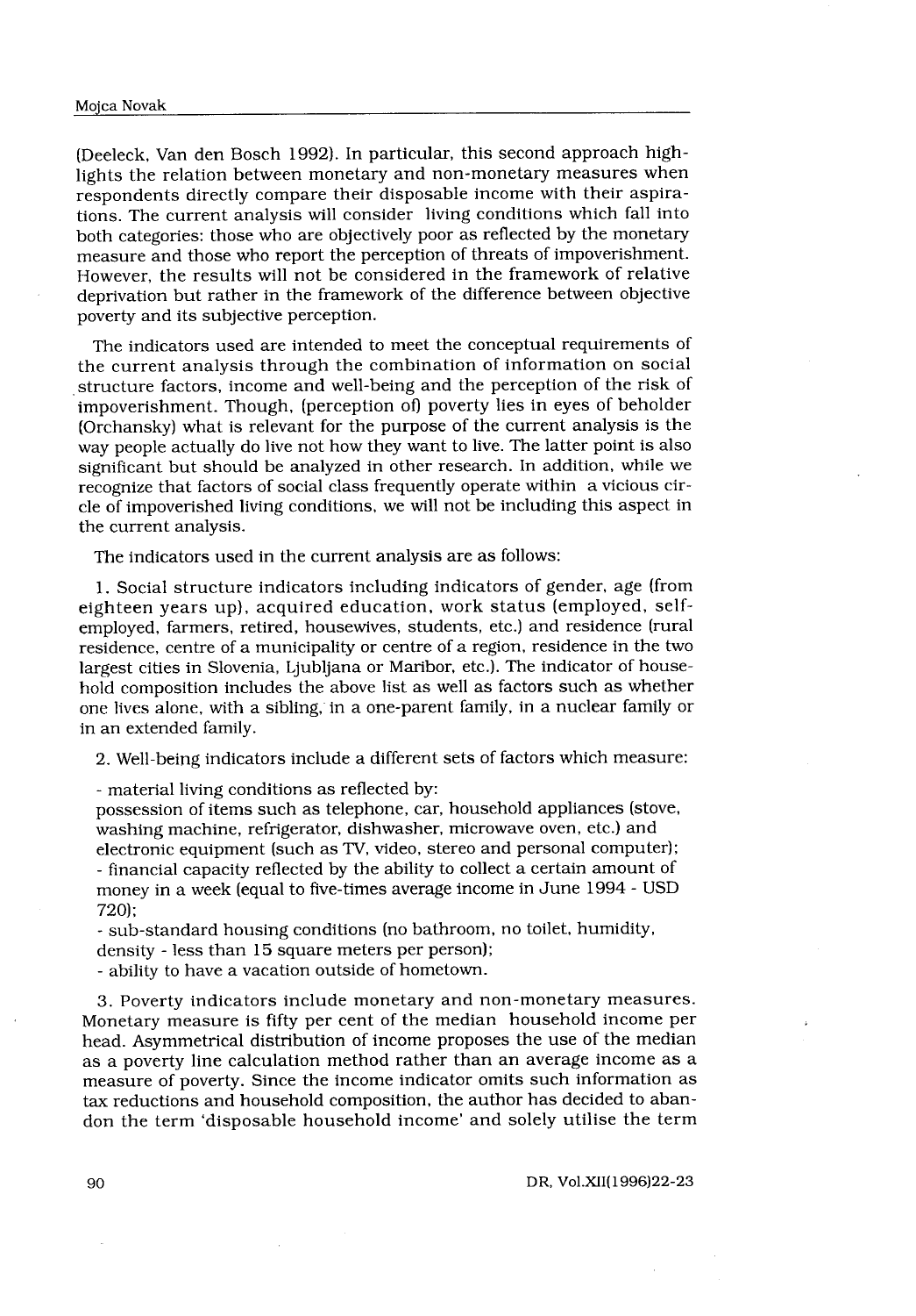(Deeleck, Van den Bosch 1992). In particular, this second approach highlights the relation between monetary and non-monetary measures when respondents directly compare their disposable income with their aspirations. The current analysis will consider living conditions which fall into both categories: those who are objectively poor as reflected by the monetary measure and those who report the perception of threats of impoverishment. However, the results will not be considered in the framework of relative deprivation but rather in the framework of the difference between objective poverty and its subjective perception.

The indicators used are intended to meet the conceptual requirements of the current analysis through the combination of information on social structure factors, income and well-being and the perception of the risk of impoverishment. Though, (perception of) poverty lies in eyes of beholder (Orchansky) what is relevant for the purpose of the current analysis is the way people actually do live not how they want to live. The latter point is also significant but should be analyzed in other research. In addition, while we recognize that factors of social class frequently operate within a vicious circle of impoverished living conditions, we will not be including this aspect in the current analysis.

The indicators used in the current analysis are as follows:

1. Social structure indicators including indicators of gender, age (from eighteen years up), acquired education, work status (employed, self-employed, farmers, retired, housewives, students, etc.) and residence (rural residence, centre of a municipality or centre of a region, residence in the two largest cities in Slovenia, Ljubljana or Maribor, etc.). The indicator of household composition includes the above list as well as factors such as whether one lives alone, with a sibling, in a one-parent family, in a nuclear family or in an extended family.

2. Well-being indicators include a different sets of factors which measure:

- material living conditions as reflected by:
possession of items such as telephone, car, household appliances (stove, washing machine, refrigerator, dishwasher, microwave oven, etc.) and electronic equipment (such as TV, video, stereo and personal computer);
- financial capacity reflected by the ability to collect a certain amount of money in a week (equal to five-times average income in June 1994 - USD 720);
- sub-standard housing conditions (no bathroom, no toilet, humidity, density - less than 15 square meters per person);
- ability to have a vacation outside of hometown.

3. Poverty indicators include monetary and non-monetary measures. Monetary measure is fifty per cent of the median household income per head. Asymmetrical distribution of income proposes the use of the median as a poverty line calculation method rather than an average income as a measure of poverty. Since the income indicator omits such information as tax reductions and household composition, the author has decided to abandon the term 'disposable household income' and solely utilise the term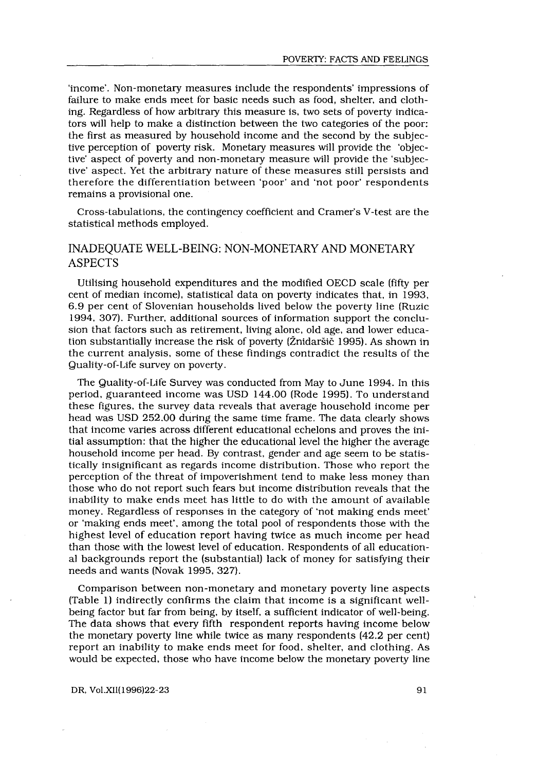'income'. Non-monetary measures include the respondents' impressions of failure to make ends meet for basic needs such as food, shelter, and clothing. Regardless of how arbitrary this measure is, two sets of poverty indicators will help to make a distinction between the two categories of the poor: the first as measured by household income and the second by the subjective perception of poverty risk. Monetary measures will provide the 'objective' aspect of poverty and non-monetary measure will provide the 'subjective' aspect. Yet the arbitrary nature of these measures still persists and therefore the differentiation between 'poor' and 'not poor' respondents remains a provisional one.

Cross-tabulations, the contingency coefficient and Cramer's V-test are the statistical methods employed.

## INADEQUATE WELL-BEING: NON-MONETARY AND MONETARY ASPECTS

Utilising household expenditures and the modified OECD scale (fifty per cent of median income), statistical data on poverty indicates that, in 1993, 6.9 per cent of Slovenian households lived below the poverty line (Ruzic 1994, 307). Further, additional sources of information support the conclusion that factors such as retirement, living alone, old age, and lower education substantially increase the risk of poverty (Žnidaršič 1995). As shown in the current analysis, some of these findings contradict the results of the Quality-of-Life survey on poverty.

The Quality-of-Life Survey was conducted from May to June 1994. In this period, guaranteed income was USD 144.00 (Rode 1995). To understand these figures, the survey data reveals that average household income per head was USD 252.00 during the same time frame. The data clearly shows that income varies across different educational echelons and proves the initial assumption: that the higher the educational level the higher the average household income per head. By contrast, gender and age seem to be statistically insignificant as regards income distribution. Those who report the perception of the threat of impoverishment tend to make less money than those who do not report such fears but income distribution reveals that the inability to make ends meet has little to do with the amount of available money. Regardless of responses in the category of 'not making ends meet' or 'making ends meet', among the total pool of respondents those with the highest level of education report having twice as much income per head than those with the lowest level of education. Respondents of all educational backgrounds report the (substantial) lack of money for satisfying their needs and wants (Novak 1995, 327).

Comparison between non-monetary and monetary poverty line aspects (Table 1) indirectly confirms the claim that income is a significant well-being factor but far from being, by itself, a sufficient indicator of well-being. The data shows that every fifth respondent reports having income below the monetary poverty line while twice as many respondents (42.2 per cent) report an inability to make ends meet for food, shelter, and clothing. As would be expected, those who have income below the monetary poverty line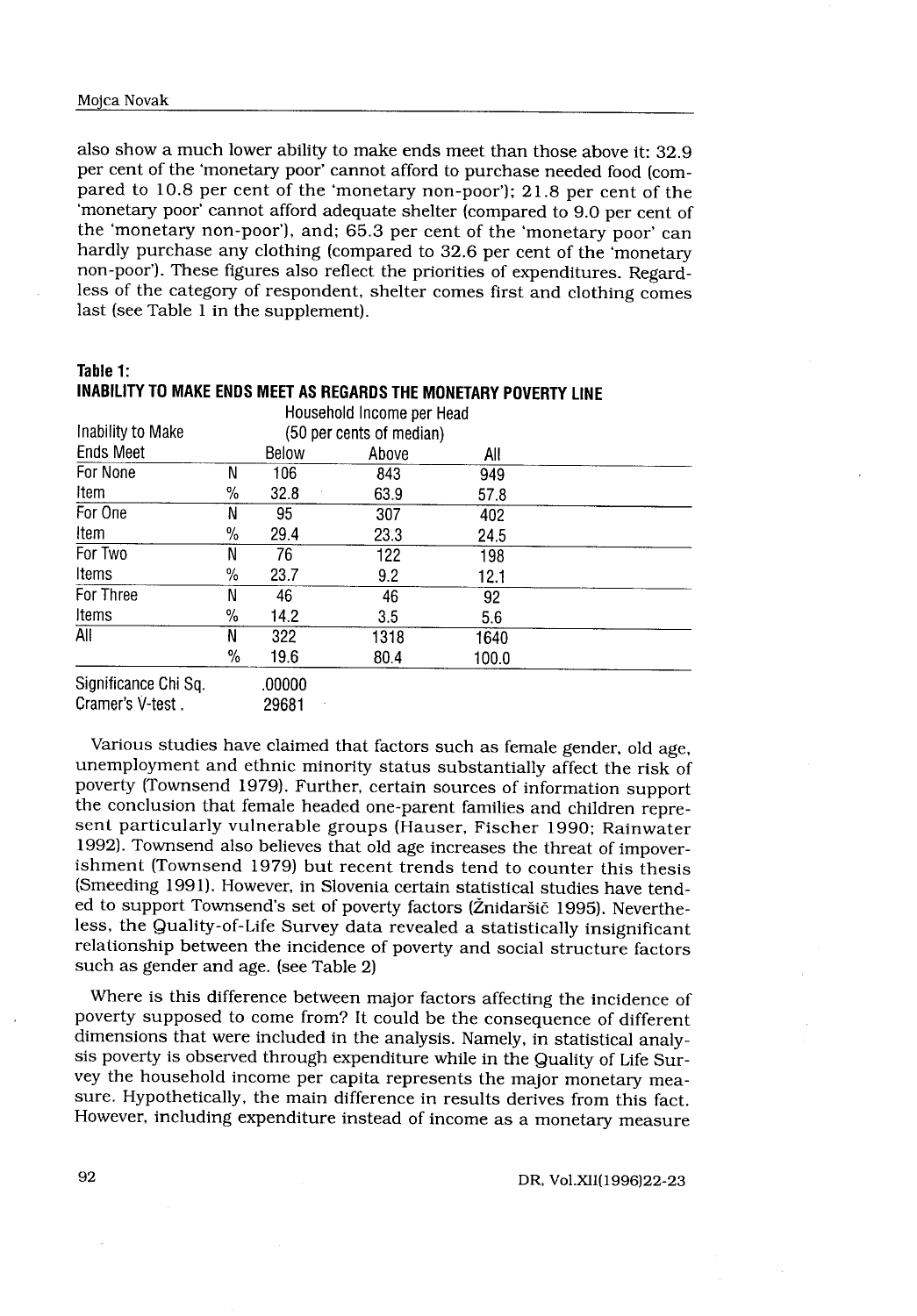also show a much lower ability to make ends meet than those above it: 32.9 per cent of the 'monetary poor' cannot afford to purchase needed food (compared to 10.8 per cent of the 'monetary non-poor'); 21.8 per cent of the 'monetary poor' cannot afford adequate shelter (compared to 9.0 per cent of the 'monetary non-poor'), and; 65.3 per cent of the 'monetary poor' can hardly purchase any clothing (compared to 32.6 per cent of the 'monetary non-poor'). These figures also reflect the priorities of expenditures. Regardless of the category of respondent, shelter comes first and clothing comes last (see Table 1 in the supplement).

**Table 1:**
**INABILITY TO MAKE ENDS MEET AS REGARDS THE MONETARY POVERTY LINE**

| Inability to Make Ends Meet | | Household Income per Head (50 per cents of median) Below | Above | All |
|---|---|---|---|---|
| For None Item | N | 106 | 843 | 949 |
| | % | 32.8 | 63.9 | 57.8 |
| For One Item | N | 95 | 307 | 402 |
| | % | 29.4 | 23.3 | 24.5 |
| For Two Items | N | 76 | 122 | 198 |
| | % | 23.7 | 9.2 | 12.1 |
| For Three Items | N | 46 | 46 | 92 |
| | % | 14.2 | 3.5 | 5.6 |
| All | N | 322 | 1318 | 1640 |
| | % | 19.6 | 80.4 | 100.0 |
| Significance Chi Sq. | | .00000 | | |
| Cramer's V-test . | | 29681 | | |

Various studies have claimed that factors such as female gender, old age, unemployment and ethnic minority status substantially affect the risk of poverty (Townsend 1979). Further, certain sources of information support the conclusion that female headed one-parent families and children represent particularly vulnerable groups (Hauser, Fischer 1990; Rainwater 1992). Townsend also believes that old age increases the threat of impoverishment (Townsend 1979) but recent trends tend to counter this thesis (Smeeding 1991). However, in Slovenia certain statistical studies have tended to support Townsend's set of poverty factors (Žnidaršič 1995). Nevertheless, the Quality-of-Life Survey data revealed a statistically insignificant relationship between the incidence of poverty and social structure factors such as gender and age. (see Table 2)

Where is this difference between major factors affecting the incidence of poverty supposed to come from? It could be the consequence of different dimensions that were included in the analysis. Namely, in statistical analysis poverty is observed through expenditure while in the Quality of Life Survey the household income per capita represents the major monetary measure. Hypothetically, the main difference in results derives from this fact. However, including expenditure instead of income as a monetary measure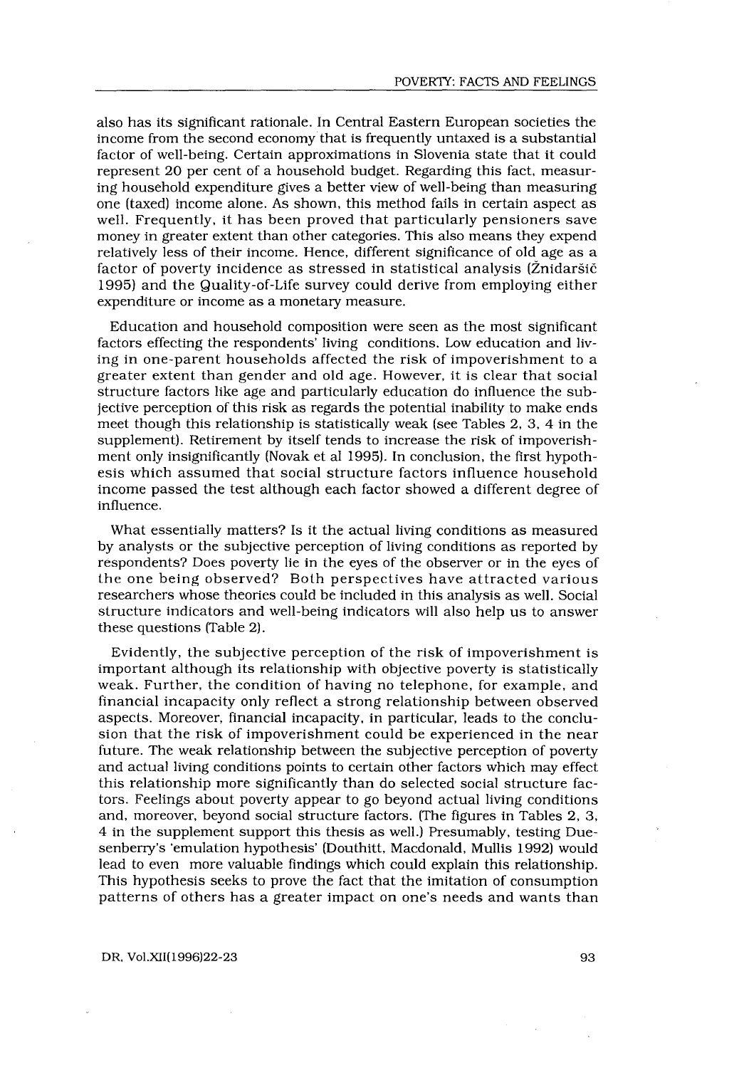also has its significant rationale. In Central Eastern European societies the income from the second economy that is frequently untaxed is a substantial factor of well-being. Certain approximations in Slovenia state that it could represent 20 per cent of a household budget. Regarding this fact, measuring household expenditure gives a better view of well-being than measuring one (taxed) income alone. As shown, this method fails in certain aspect as well. Frequently, it has been proved that particularly pensioners save money in greater extent than other categories. This also means they expend relatively less of their income. Hence, different significance of old age as a factor of poverty incidence as stressed in statistical analysis (Žnidaršič 1995) and the Quality-of-Life survey could derive from employing either expenditure or income as a monetary measure.

Education and household composition were seen as the most significant factors effecting the respondents' living conditions. Low education and living in one-parent households affected the risk of impoverishment to a greater extent than gender and old age. However, it is clear that social structure factors like age and particularly education do influence the subjective perception of this risk as regards the potential inability to make ends meet though this relationship is statistically weak (see Tables 2, 3, 4 in the supplement). Retirement by itself tends to increase the risk of impoverishment only insignificantly (Novak et al 1995). In conclusion, the first hypothesis which assumed that social structure factors influence household income passed the test although each factor showed a different degree of influence.

What essentially matters? Is it the actual living conditions as measured by analysts or the subjective perception of living conditions as reported by respondents? Does poverty lie in the eyes of the observer or in the eyes of the one being observed? Both perspectives have attracted various researchers whose theories could be included in this analysis as well. Social structure indicators and well-being indicators will also help us to answer these questions (Table 2).

Evidently, the subjective perception of the risk of impoverishment is important although its relationship with objective poverty is statistically weak. Further, the condition of having no telephone, for example, and financial incapacity only reflect a strong relationship between observed aspects. Moreover, financial incapacity, in particular, leads to the conclusion that the risk of impoverishment could be experienced in the near future. The weak relationship between the subjective perception of poverty and actual living conditions points to certain other factors which may effect this relationship more significantly than do selected social structure factors. Feelings about poverty appear to go beyond actual living conditions and, moreover, beyond social structure factors. (The figures in Tables 2, 3, 4 in the supplement support this thesis as well.) Presumably, testing Duesenberry's 'emulation hypothesis' (Douthitt, Macdonald, Mullis 1992) would lead to even more valuable findings which could explain this relationship. This hypothesis seeks to prove the fact that the imitation of consumption patterns of others has a greater impact on one's needs and wants than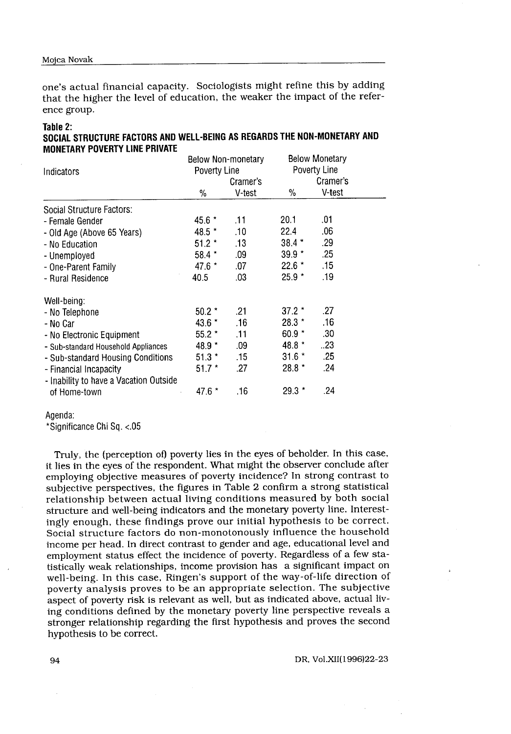one's actual financial capacity. Sociologists might refine this by adding that the higher the level of education, the weaker the impact of the reference group.

**Table 2:**
**SOCIAL STRUCTURE FACTORS AND WELL-BEING AS REGARDS THE NON-MONETARY AND MONETARY POVERTY LINE PRIVATE**

| Indicators | Below Non-monetary Poverty Line | | Below Monetary Poverty Line | |
|---|---|---|---|---|
| | % | Cramer's V-test | % | Cramer's V-test |
| Social Structure Factors: | | | | |
| - Female Gender | 45.6 * | .11 | 20.1 | .01 |
| - Old Age (Above 65 Years) | 48.5 * | .10 | 22.4 | .06 |
| - No Education | 51.2 * | .13 | 38.4 * | .29 |
| - Unemployed | 58.4 * | .09 | 39.9 * | .25 |
| - One-Parent Family | 47.6 * | .07 | 22.6 * | .15 |
| - Rural Residence | 40.5 | .03 | 25.9 * | .19 |
| Well-being: | | | | |
| - No Telephone | 50.2 * | .21 | 37.2 * | .27 |
| - No Car | 43.6 * | .16 | 28.3 * | .16 |
| - No Electronic Equipment | 55.2 * | .11 | 60.9 * | .30 |
| - Sub-standard Household Appliances | 48.9 * | .09 | 48.8 * | ..23 |
| - Sub-standard Housing Conditions | 51.3 * | .15 | 31.6 * | .25 |
| - Financial Incapacity | 51.7 * | .27 | 28.8 * | .24 |
| - Inability to have a Vacation Outside of Home-town | 47.6 * | .16 | 29.3 * | .24 |

Agenda:
*Significance Chi Sq. <.05

Truly, the (perception of) poverty lies in the eyes of beholder. In this case, it lies in the eyes of the respondent. What might the observer conclude after employing objective measures of poverty incidence? In strong contrast to subjective perspectives, the figures in Table 2 confirm a strong statistical relationship between actual living conditions measured by both social structure and well-being indicators and the monetary poverty line. Interestingly enough, these findings prove our initial hypothesis to be correct. Social structure factors do non-monotonously influence the household income per head. In direct contrast to gender and age, educational level and employment status effect the incidence of poverty. Regardless of a few statistically weak relationships, income provision has a significant impact on well-being. In this case, Ringen's support of the way-of-life direction of poverty analysis proves to be an appropriate selection. The subjective aspect of poverty risk is relevant as well, but as indicated above, actual living conditions defined by the monetary poverty line perspective reveals a stronger relationship regarding the first hypothesis and proves the second hypothesis to be correct.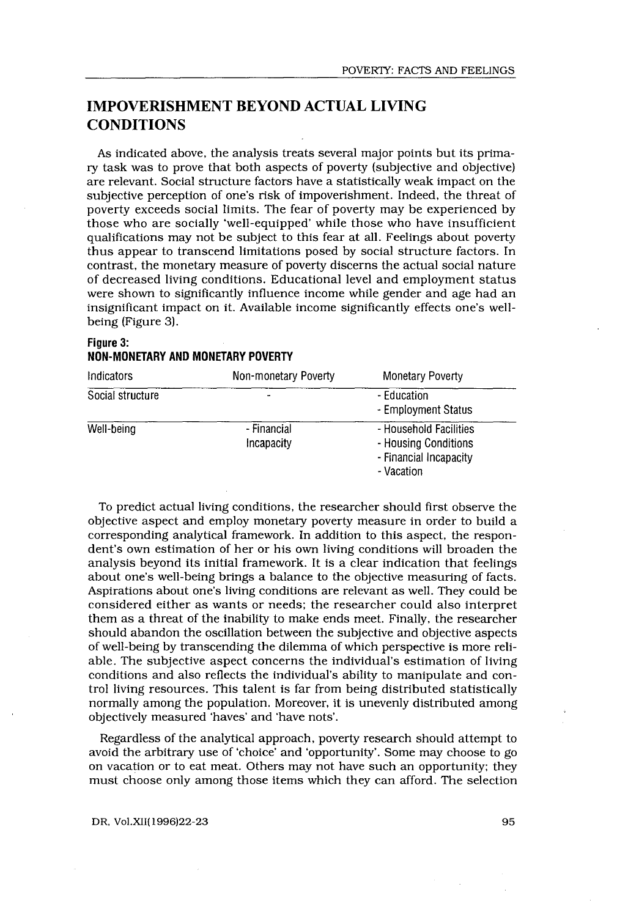## IMPOVERISHMENT BEYOND ACTUAL LIVING CONDITIONS

As indicated above, the analysis treats several major points but its primary task was to prove that both aspects of poverty (subjective and objective) are relevant. Social structure factors have a statistically weak impact on the subjective perception of one's risk of impoverishment. Indeed, the threat of poverty exceeds social limits. The fear of poverty may be experienced by those who are socially 'well-equipped' while those who have insufficient qualifications may not be subject to this fear at all. Feelings about poverty thus appear to transcend limitations posed by social structure factors. In contrast, the monetary measure of poverty discerns the actual social nature of decreased living conditions. Educational level and employment status were shown to significantly influence income while gender and age had an insignificant impact on it. Available income significantly effects one's well-being (Figure 3).

**Figure 3:**
**NON-MONETARY AND MONETARY POVERTY**

| Indicators | Non-monetary Poverty | Monetary Poverty |
|---|---|---|
| Social structure | - | - Education<br>- Employment Status |
| Well-being | - Financial Incapacity | - Household Facilities<br>- Housing Conditions<br>- Financial Incapacity<br>- Vacation |

To predict actual living conditions, the researcher should first observe the objective aspect and employ monetary poverty measure in order to build a corresponding analytical framework. In addition to this aspect, the respondent's own estimation of her or his own living conditions will broaden the analysis beyond its initial framework. It is a clear indication that feelings about one's well-being brings a balance to the objective measuring of facts. Aspirations about one's living conditions are relevant as well. They could be considered either as wants or needs; the researcher could also interpret them as a threat of the inability to make ends meet. Finally, the researcher should abandon the oscillation between the subjective and objective aspects of well-being by transcending the dilemma of which perspective is more reliable. The subjective aspect concerns the individual's estimation of living conditions and also reflects the individual's ability to manipulate and control living resources. This talent is far from being distributed statistically normally among the population. Moreover, it is unevenly distributed among objectively measured 'haves' and 'have nots'.

Regardless of the analytical approach, poverty research should attempt to avoid the arbitrary use of 'choice' and 'opportunity'. Some may choose to go on vacation or to eat meat. Others may not have such an opportunity; they must choose only among those items which they can afford. The selection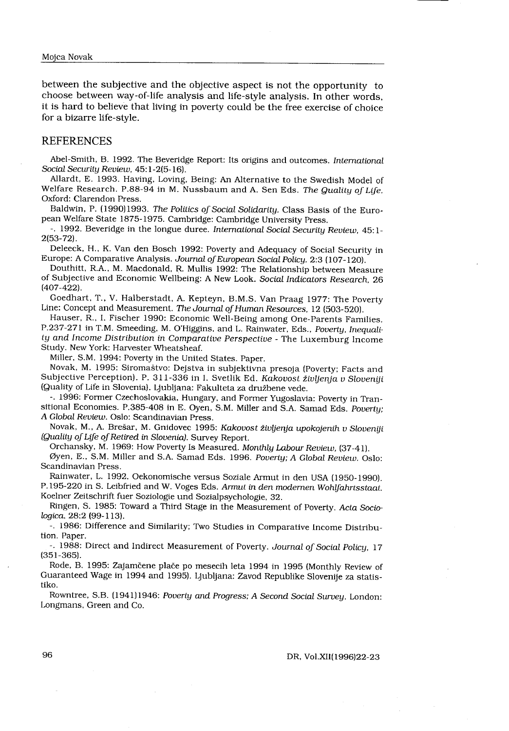between the subjective and the objective aspect is not the opportunity to choose between way-of-life analysis and life-style analysis. In other words, it is hard to believe that living in poverty could be the free exercise of choice for a bizarre life-style.

## REFERENCES

Abel-Smith, B. 1992. The Beveridge Report: Its origins and outcomes. *International Social Security Review*, 45:1-2(5-16).

Allardt, E. 1993. Having, Loving, Being: An Alternative to the Swedish Model of Welfare Research. P.88-94 in M. Nussbaum and A. Sen Eds. *The Quality of Life*. Oxford: Clarendon Press.

Baldwin, P. (1990)1993. *The Politics of Social Solidarity*. Class Basis of the European Welfare State 1875-1975. Cambridge: Cambridge University Press.

-. 1992. Beveridge in the longue duree. *International Social Security Review*, 45:1-2(53-72).

Deleeck, H., K. Van den Bosch 1992: Poverty and Adequacy of Social Security in Europe: A Comparative Analysis. *Journal of European Social Policy*, 2:3 (107-120).

Douthitt, R.A., M. Macdonald, R. Mullis 1992: The Relationship between Measure of Subjective and Economic Wellbeing: A New Look. *Social Indicators Research*, 26 (407-422).

Goedhart, T., V. Halberstadt, A. Kepteyn, B.M.S. Van Praag 1977: The Poverty Line: Concept and Measurement. *The Journal of Human Resources*, 12 (503-520).

Hauser, R., I. Fischer 1990: Economic Well-Being among One-Parents Families. P.237-271 in T.M. Smeeding, M. O'Higgins, and L. Rainwater, Eds., *Poverty, Inequality and Income Distribution in Comparative Perspective* - The Luxemburg Income Study. New York: Harvester Wheatsheaf.

Miller, S.M. 1994: Poverty in the United States. Paper.

Novak, M. 1995: Siromaštvo: Dejstva in subjektivna presoja (Poverty; Facts and Subjective Perception). P. 311-336 in I. Svetlik Ed. *Kakovost življenja v Sloveniji* (Quality of Life in Slovenia). Ljubljana: Fakulteta za družbene vede.

-. 1996: Former Czechoslovakia, Hungary, and Former Yugoslavia: Poverty in Transitional Economies. P.385-408 in E. Oyen, S.M. Miller and S.A. Samad Eds. *Poverty; A Global Review*. Oslo: Scandinavian Press.

Novak, M., A. Brešar, M. Gnidovec 1995: *Kakovost življenja upokojenih v Sloveniji (Quality of Life of Retired in Slovenia)*. Survey Report.

Orchansky, M. 1969: How Poverty Is Measured. *Monthly Labour Review*, (37-41).

Øyen, E., S.M. Miller and S.A. Samad Eds. 1996. *Poverty; A Global Review*. Oslo: Scandinavian Press.

Rainwater, L. 1992. Oekonomische versus Soziale Armut in den USA (1950-1990). P.195-220 in S. Leibfried and W. Voges Eds. *Armut in den modernen Wohlfahrtsstaat*. Koelner Zeitschrift fuer Soziologie und Sozialpsychologie, 32.

Ringen, S. 1985: Toward a Third Stage in the Measurement of Poverty. *Acta Sociologica*, 28:2 (99-113).

-. 1986: Difference and Similarity; Two Studies in Comparative Income Distribution. Paper.

-. 1988: Direct and Indirect Measurement of Poverty. *Journal of Social Policy*, 17 (351-365).

Rode, B. 1995: Zajamčene plače po mesecih leta 1994 in 1995 (Monthly Review of Guaranteed Wage in 1994 and 1995). Ljubljana: Zavod Republike Slovenije za statistiko.

Rowntree, S.B. (1941)1946: *Poverty and Progress; A Second Social Survey*. London: Longmans, Green and Co.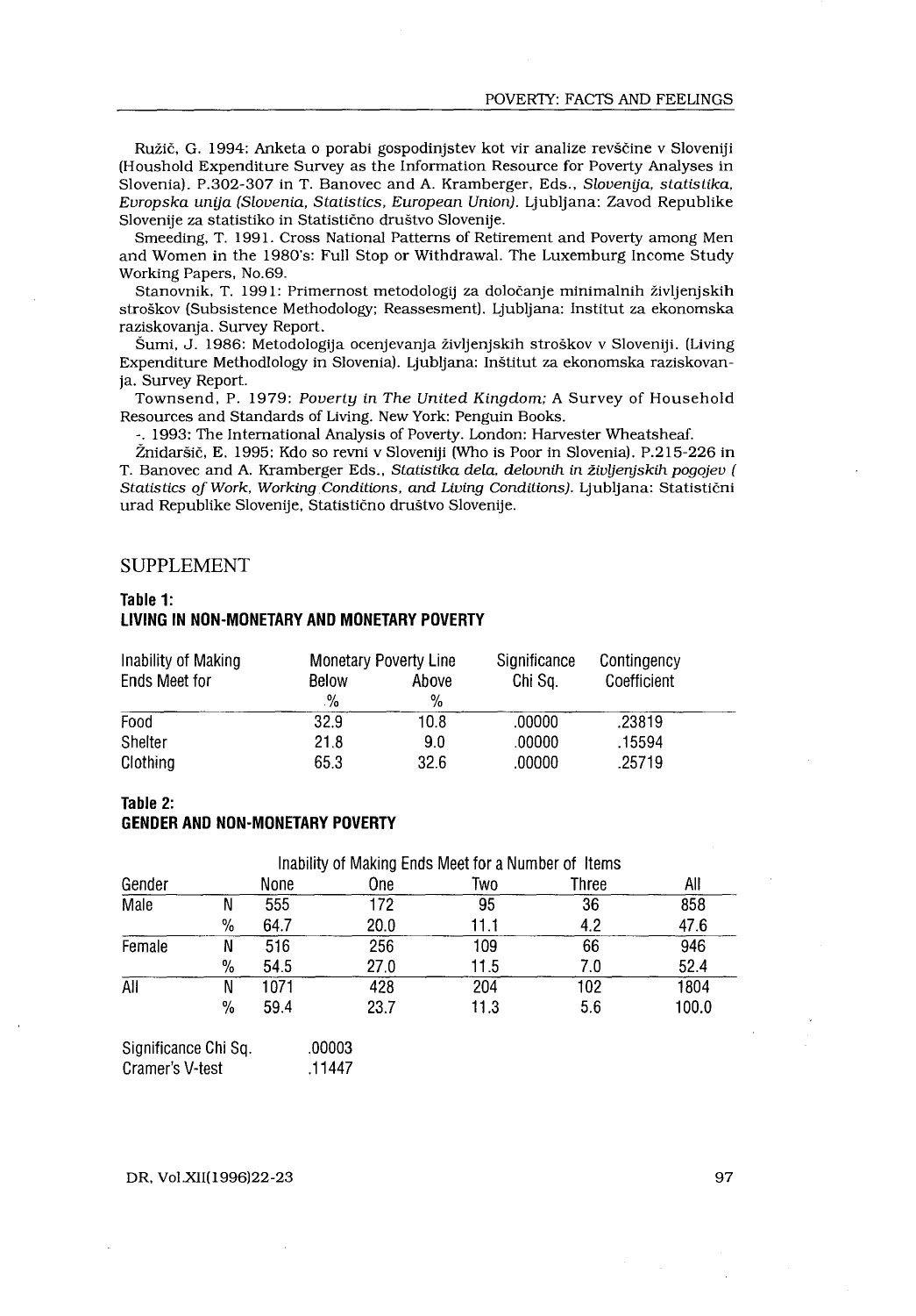Ružič, G. 1994: Anketa o porabi gospodinjstev kot vir analize revščine v Sloveniji (Houshold Expenditure Survey as the Information Resource for Poverty Analyses in Slovenia). P.302-307 in T. Banovec and A. Kramberger, Eds., *Slovenija, statistika, Evropska unija (Slovenia, Statistics, European Union)*. Ljubljana: Zavod Republike Slovenije za statistiko in Statistično društvo Slovenije.

Smeeding, T. 1991. Cross National Patterns of Retirement and Poverty among Men and Women in the 1980's: Full Stop or Withdrawal. The Luxemburg Income Study Working Papers, No.69.

Stanovnik, T. 1991: Primernost metodologij za določanje minimalnih življenjskih stroškov (Subsistence Methodology; Reassesment). Ljubljana: Institut za ekonomska raziskovanja. Survey Report.

Šumi, J. 1986: Metodologija ocenjevanja življenjskih stroškov v Sloveniji. (Living Expenditure Methodlology in Slovenia). Ljubljana: Inštitut za ekonomska raziskovanja. Survey Report.

Townsend, P. 1979: *Poverty in The United Kingdom;* A Survey of Household Resources and Standards of Living. New York: Penguin Books.

-. 1993: The International Analysis of Poverty. London: Harvester Wheatsheaf.

Žnidaršič, E. 1995: Kdo so revni v Sloveniji (Who is Poor in Slovenia). P.215-226 in T. Banovec and A. Kramberger Eds., *Statistika dela, delovnih in življenjskih pogojev ( Statistics of Work, Working Conditions, and Living Conditions)*. Ljubljana: Statistični urad Republike Slovenije, Statistično društvo Slovenije.

## SUPPLEMENT

**Table 1:**
**LIVING IN NON-MONETARY AND MONETARY POVERTY**

| Inability of Making Ends Meet for | Monetary Poverty Line | | Significance Chi Sq. | Contingency Coefficient |
|---|---|---|---|---|
| | Below % | Above % | | |
| Food | 32.9 | 10.8 | .00000 | .23819 |
| Shelter | 21.8 | 9.0 | .00000 | .15594 |
| Clothing | 65.3 | 32.6 | .00000 | .25719 |

**Table 2:**
**GENDER AND NON-MONETARY POVERTY**

| Gender | | Inability of Making Ends Meet for a Number of Items | | | | |
|---|---|---|---|---|---|---|
| | | None | One | Two | Three | All |
| Male | N | 555 | 172 | 95 | 36 | 858 |
| | % | 64.7 | 20.0 | 11.1 | 4.2 | 47.6 |
| Female | N | 516 | 256 | 109 | 66 | 946 |
| | % | 54.5 | 27.0 | 11.5 | 7.0 | 52.4 |
| All | N | 1071 | 428 | 204 | 102 | 1804 |
| | % | 59.4 | 23.7 | 11.3 | 5.6 | 100.0 |

| | |
|---|---|
| Significance Chi Sq. | .00003 |
| Cramer's V-test | .11447 |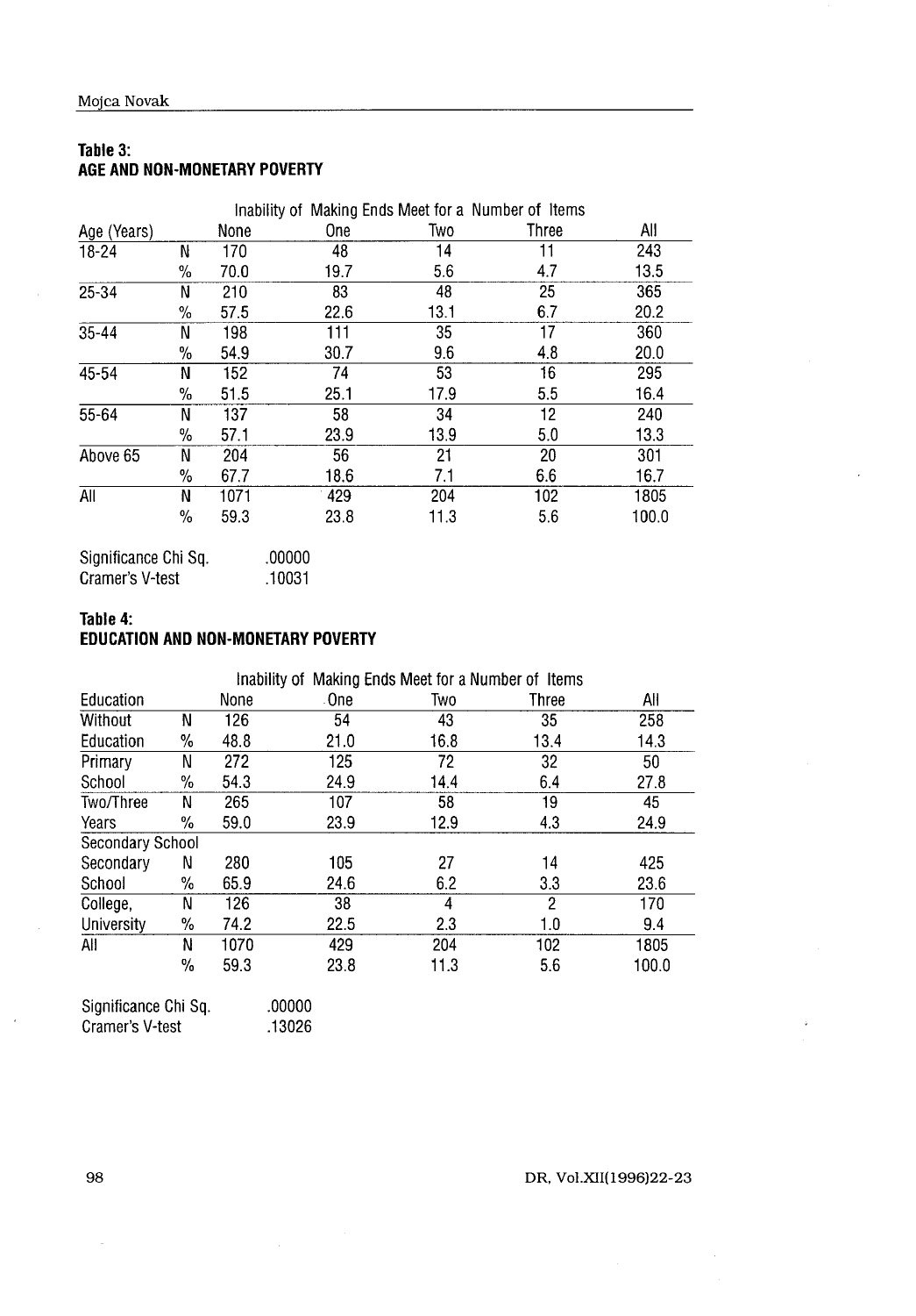**Table 3:**
**AGE AND NON-MONETARY POVERTY**

| Age (Years) | | Inability of Making Ends Meet for a Number of Items None | One | Two | Three | All |
|---|---|---|---|---|---|---|
| 18-24 | N | 170 | 48 | 14 | 11 | 243 |
| | % | 70.0 | 19.7 | 5.6 | 4.7 | 13.5 |
| 25-34 | N | 210 | 83 | 48 | 25 | 365 |
| | % | 57.5 | 22.6 | 13.1 | 6.7 | 20.2 |
| 35-44 | N | 198 | 111 | 35 | 17 | 360 |
| | % | 54.9 | 30.7 | 9.6 | 4.8 | 20.0 |
| 45-54 | N | 152 | 74 | 53 | 16 | 295 |
| | % | 51.5 | 25.1 | 17.9 | 5.5 | 16.4 |
| 55-64 | N | 137 | 58 | 34 | 12 | 240 |
| | % | 57.1 | 23.9 | 13.9 | 5.0 | 13.3 |
| Above 65 | N | 204 | 56 | 21 | 20 | 301 |
| | % | 67.7 | 18.6 | 7.1 | 6.6 | 16.7 |
| All | N | 1071 | 429 | 204 | 102 | 1805 |
| | % | 59.3 | 23.8 | 11.3 | 5.6 | 100.0 |

Significance Chi Sq. .00000
Cramer's V-test .10031

**Table 4:**
**EDUCATION AND NON-MONETARY POVERTY**

| Education | | Inability of Making Ends Meet for a Number of Items None | One | Two | Three | All |
|---|---|---|---|---|---|---|
| Without Education | N | 126 | 54 | 43 | 35 | 258 |
| | % | 48.8 | 21.0 | 16.8 | 13.4 | 14.3 |
| Primary School | N | 272 | 125 | 72 | 32 | 50 |
| | % | 54.3 | 24.9 | 14.4 | 6.4 | 27.8 |
| Two/Three Years Secondary School | N | 265 | 107 | 58 | 19 | 45 |
| | % | 59.0 | 23.9 | 12.9 | 4.3 | 24.9 |
| Secondary School | N | 280 | 105 | 27 | 14 | 425 |
| | % | 65.9 | 24.6 | 6.2 | 3.3 | 23.6 |
| College, University | N | 126 | 38 | 4 | 2 | 170 |
| | % | 74.2 | 22.5 | 2.3 | 1.0 | 9.4 |
| All | N | 1070 | 429 | 204 | 102 | 1805 |
| | % | 59.3 | 23.8 | 11.3 | 5.6 | 100.0 |

Significance Chi Sq. .00000
Cramer's V-test .13026